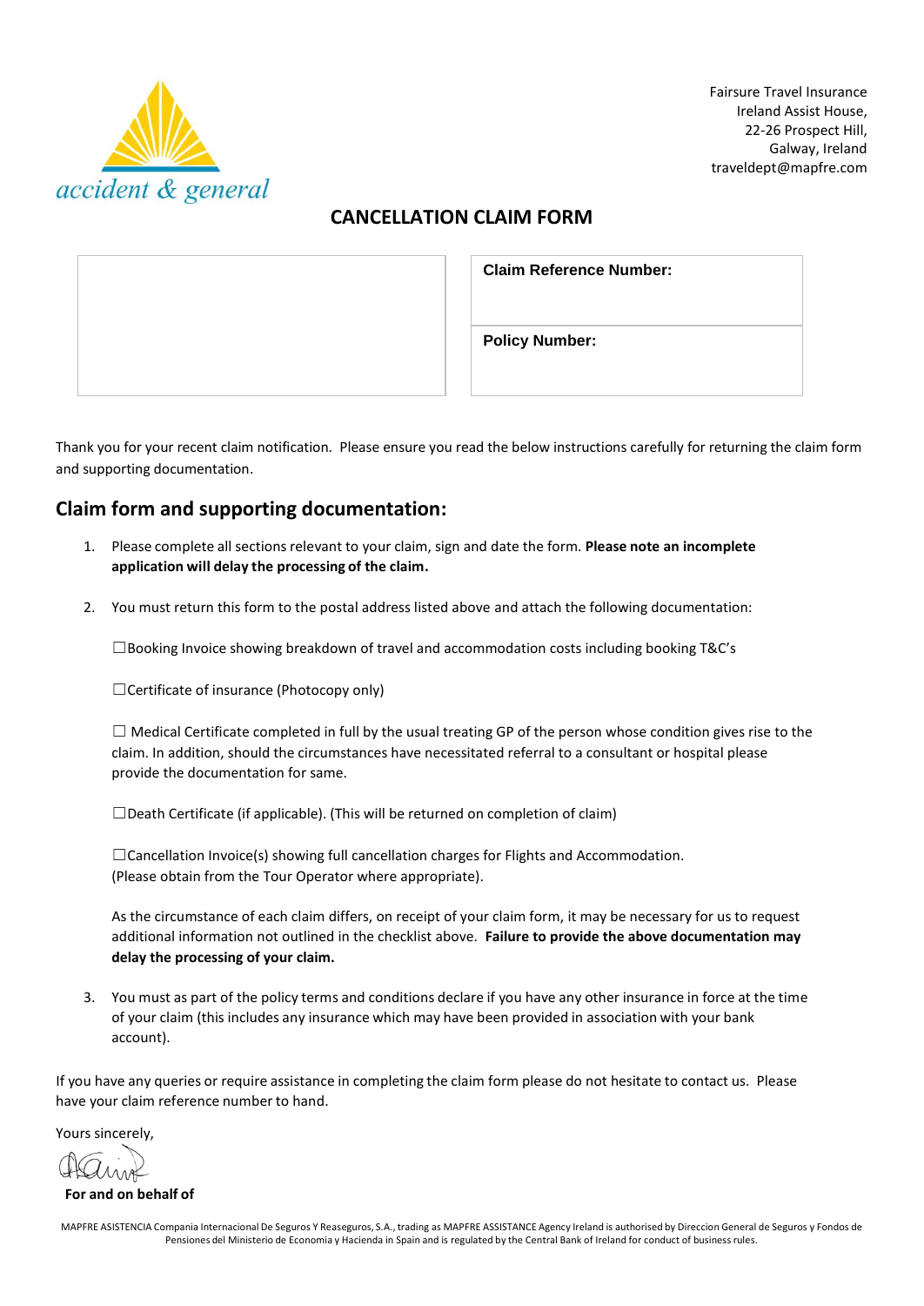accident & general

Fairsure Travel Insurance
Ireland Assist House,
22-26 Prospect Hill,
Galway, Ireland
traveldept@mapfre.com

# CANCELLATION CLAIM FORM

| | |
|---|---|
| | **Claim Reference Number:** |
| | **Policy Number:** |

Thank you for your recent claim notification. Please ensure you read the below instructions carefully for returning the claim form and supporting documentation.

## Claim form and supporting documentation:

1. Please complete all sections relevant to your claim, sign and date the form. **Please note an incomplete application will delay the processing of the claim.**

2. You must return this form to the postal address listed above and attach the following documentation:

   ☐Booking Invoice showing breakdown of travel and accommodation costs including booking T&C's

   ☐Certificate of insurance (Photocopy only)

   ☐ Medical Certificate completed in full by the usual treating GP of the person whose condition gives rise to the claim. In addition, should the circumstances have necessitated referral to a consultant or hospital please provide the documentation for same.

   ☐Death Certificate (if applicable). (This will be returned on completion of claim)

   ☐Cancellation Invoice(s) showing full cancellation charges for Flights and Accommodation. (Please obtain from the Tour Operator where appropriate).

   As the circumstance of each claim differs, on receipt of your claim form, it may be necessary for us to request additional information not outlined in the checklist above. **Failure to provide the above documentation may delay the processing of your claim.**

3. You must as part of the policy terms and conditions declare if you have any other insurance in force at the time of your claim (this includes any insurance which may have been provided in association with your bank account).

If you have any queries or require assistance in completing the claim form please do not hesitate to contact us. Please have your claim reference number to hand.

Yours sincerely,

**For and on behalf of**

MAPFRE ASISTENCIA Compania Internacional De Seguros Y Reaseguros, S.A., trading as MAPFRE ASSISTANCE Agency Ireland is authorised by Direccion General de Seguros y Fondos de Pensiones del Ministerio de Economia y Hacienda in Spain and is regulated by the Central Bank of Ireland for conduct of business rules.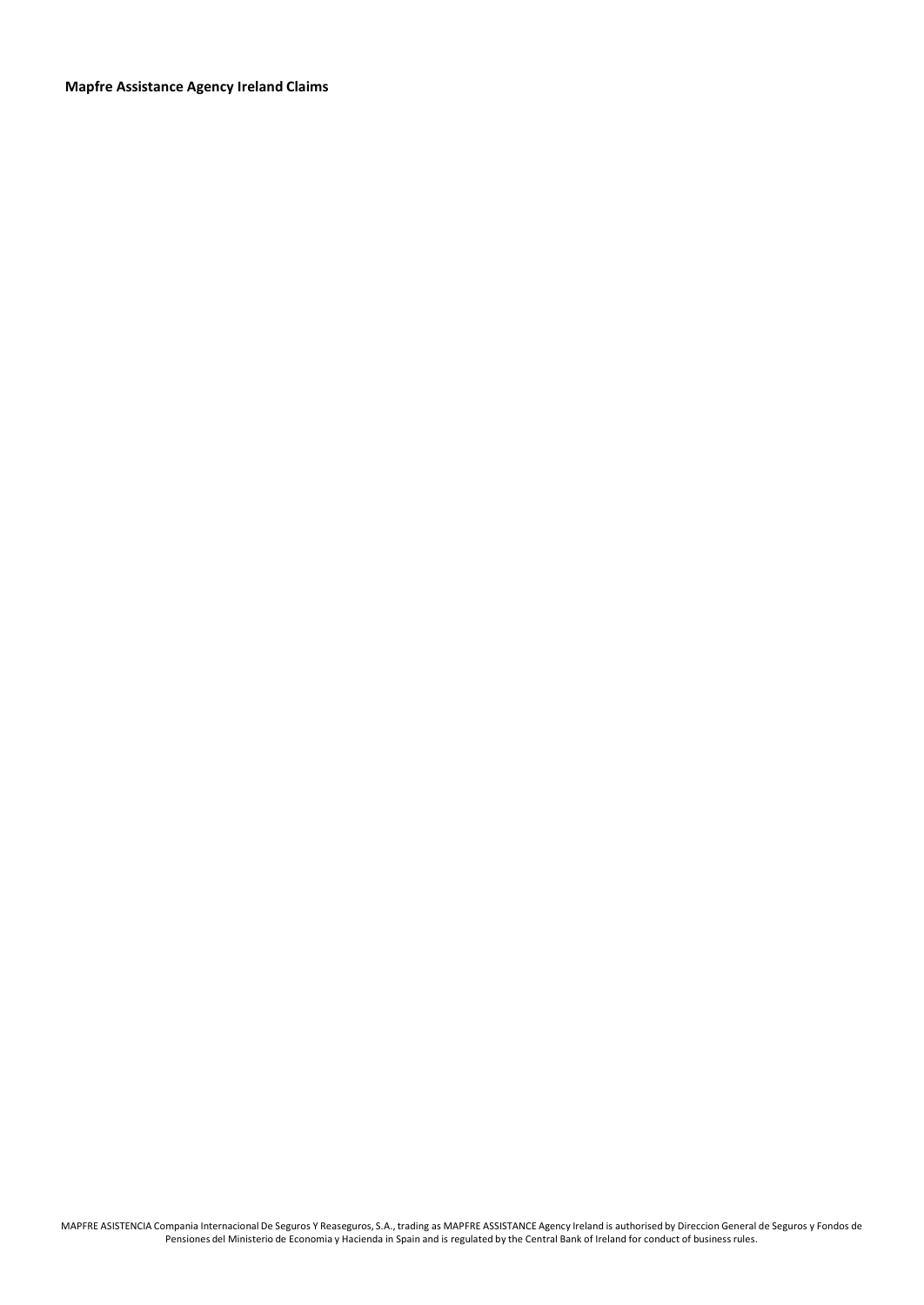**Mapfre Assistance Agency Ireland Claims**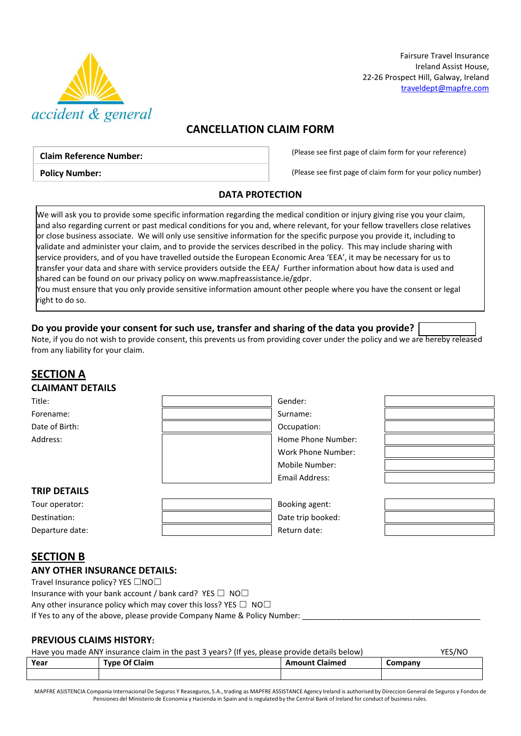accident & general

Fairsure Travel Insurance
Ireland Assist House,
22-26 Prospect Hill, Galway, Ireland
traveldept@mapfre.com

# CANCELLATION CLAIM FORM

| | | |
|---|---|---|
| **Claim Reference Number:** | | (Please see first page of claim form for your reference) |
| **Policy Number:** | | (Please see first page of claim form for your policy number) |

## DATA PROTECTION

We will ask you to provide some specific information regarding the medical condition or injury giving rise you your claim, and also regarding current or past medical conditions for you and, where relevant, for your fellow travellers close relatives or close business associate. We will only use sensitive information for the specific purpose you provide it, including to validate and administer your claim, and to provide the services described in the policy. This may include sharing with service providers, and of you have travelled outside the European Economic Area 'EEA', it may be necessary for us to transfer your data and share with service providers outside the EEA/ Further information about how data is used and shared can be found on our privacy policy on www.mapfreassistance.ie/gdpr.
You must ensure that you only provide sensitive information amount other people where you have the consent or legal right to do so.

**Do you provide your consent for such use, transfer and sharing of the data you provide?** ☐

Note, if you do not wish to provide consent, this prevents us from providing cover under the policy and we are hereby released from any liability for your claim.

## SECTION A

### CLAIMANT DETAILS

| | | | |
|---|---|---|---|
| Title: | | Gender: | |
| Forename: | | Surname: | |
| Date of Birth: | | Occupation: | |
| Address: | | Home Phone Number: | |
| | | Work Phone Number: | |
| | | Mobile Number: | |
| | | Email Address: | |

### TRIP DETAILS

| | | | |
|---|---|---|---|
| Tour operator: | | Booking agent: | |
| Destination: | | Date trip booked: | |
| Departure date: | | Return date: | |

## SECTION B

### ANY OTHER INSURANCE DETAILS:

Travel Insurance policy? YES ☐NO☐
Insurance with your bank account / bank card? YES ☐ NO☐
Any other insurance policy which may cover this loss? YES ☐ NO☐
If Yes to any of the above, please provide Company Name & Policy Number: ___________________________________________

### PREVIOUS CLAIMS HISTORY:

Have you made ANY insurance claim in the past 3 years? (If yes, please provide details below) YES/NO

| Year | Type Of Claim | Amount Claimed | Company |
|---|---|---|---|
| | | | |

MAPFRE ASISTENCIA Compania Internacional De Seguros Y Reaseguros, S.A., trading as MAPFRE ASSISTANCE Agency Ireland is authorised by Direccion General de Seguros y Fondos de Pensiones del Ministerio de Economia y Hacienda in Spain and is regulated by the Central Bank of Ireland for conduct of business rules.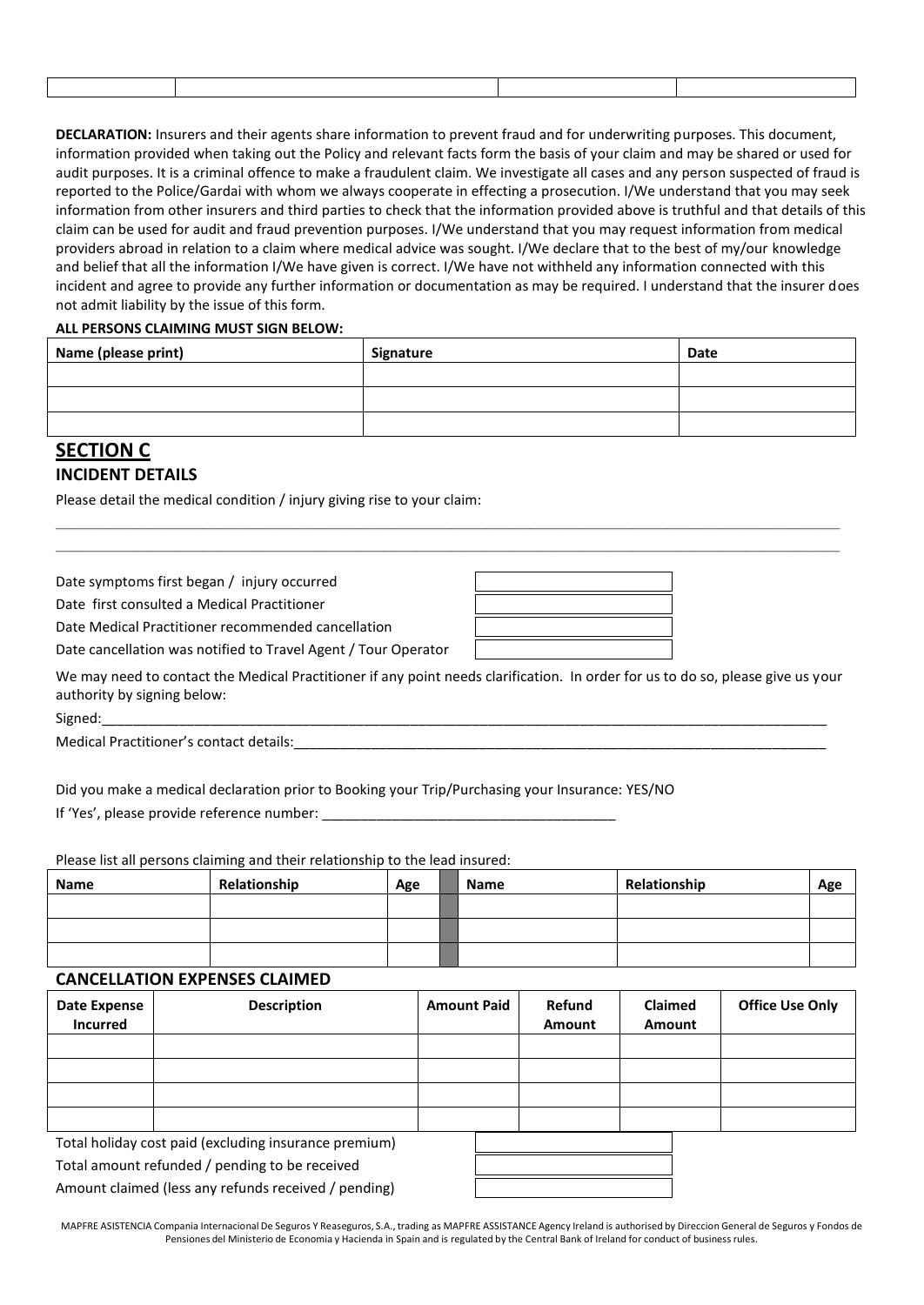| | | | |
|---|---|---|---|
| | | | |

**DECLARATION:** Insurers and their agents share information to prevent fraud and for underwriting purposes. This document, information provided when taking out the Policy and relevant facts form the basis of your claim and may be shared or used for audit purposes. It is a criminal offence to make a fraudulent claim. We investigate all cases and any person suspected of fraud is reported to the Police/Gardai with whom we always cooperate in effecting a prosecution. I/We understand that you may seek information from other insurers and third parties to check that the information provided above is truthful and that details of this claim can be used for audit and fraud prevention purposes. I/We understand that you may request information from medical providers abroad in relation to a claim where medical advice was sought. I/We declare that to the best of my/our knowledge and belief that all the information I/We have given is correct. I/We have not withheld any information connected with this incident and agree to provide any further information or documentation as may be required. I understand that the insurer does not admit liability by the issue of this form.

**ALL PERSONS CLAIMING MUST SIGN BELOW:**

| Name (please print) | Signature | Date |
|---|---|---|
| | | |
| | | |
| | | |

## SECTION C

### INCIDENT DETAILS

Please detail the medical condition / injury giving rise to your claim:

_______________________________________________________________________________________________

_______________________________________________________________________________________________

| | |
|---|---|
| Date symptoms first began / injury occurred | |
| Date first consulted a Medical Practitioner | |
| Date Medical Practitioner recommended cancellation | |
| Date cancellation was notified to Travel Agent / Tour Operator | |

We may need to contact the Medical Practitioner if any point needs clarification. In order for us to do so, please give us your authority by signing below:

Signed:_______________________________________________________________________________________

Medical Practitioner's contact details:______________________________________________________________

Did you make a medical declaration prior to Booking your Trip/Purchasing your Insurance: YES/NO

If 'Yes', please provide reference number: ______________________________________

Please list all persons claiming and their relationship to the lead insured:

| Name | Relationship | Age | | Name | Relationship | Age |
|---|---|---|---|---|---|---|
| | | | | | | |
| | | | | | | |
| | | | | | | |

### CANCELLATION EXPENSES CLAIMED

| Date Expense Incurred | Description | Amount Paid | Refund Amount | Claimed Amount | Office Use Only |
|---|---|---|---|---|---|
| | | | | | |
| | | | | | |
| | | | | | |
| | | | | | |

| | |
|---|---|
| Total holiday cost paid (excluding insurance premium) | |
| Total amount refunded / pending to be received | |
| Amount claimed (less any refunds received / pending) | |

MAPFRE ASISTENCIA Compania Internacional De Seguros Y Reaseguros, S.A., trading as MAPFRE ASSISTANCE Agency Ireland is authorised by Direccion General de Seguros y Fondos de Pensiones del Ministerio de Economia y Hacienda in Spain and is regulated by the Central Bank of Ireland for conduct of business rules.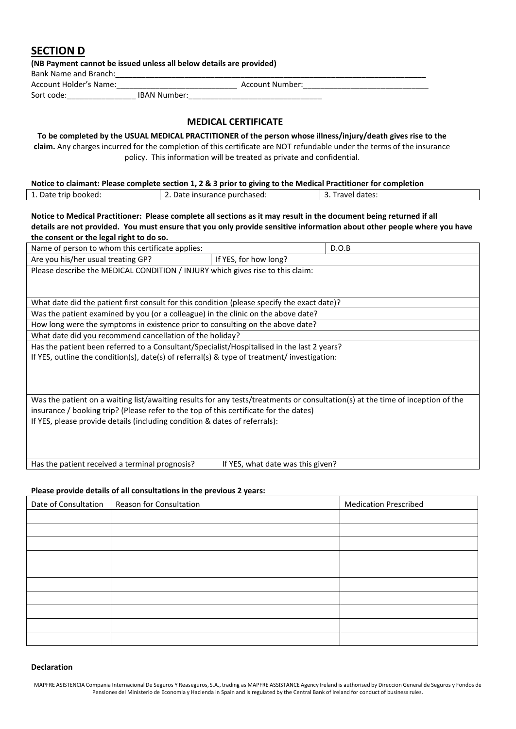## SECTION D

**(NB Payment cannot be issued unless all below details are provided)**

Bank Name and Branch:___________________________________________________________________________

Account Holder's Name:_____________________________ Account Number:_____________________________

Sort code:________________ IBAN Number:_______________________________

### MEDICAL CERTIFICATE

**To be completed by the USUAL MEDICAL PRACTITIONER of the person whose illness/injury/death gives rise to the claim.** Any charges incurred for the completion of this certificate are NOT refundable under the terms of the insurance policy. This information will be treated as private and confidential.

**Notice to claimant: Please complete section 1, 2 & 3 prior to giving to the Medical Practitioner for completion**

| | | |
|---|---|---|
| 1. Date trip booked: | 2. Date insurance purchased: | 3. Travel dates: |

**Notice to Medical Practitioner: Please complete all sections as it may result in the document being returned if all details are not provided. You must ensure that you only provide sensitive information about other people where you have the consent or the legal right to do so.**

| | | |
|---|---|---|
| Name of person to whom this certificate applies: | | D.O.B |
| Are you his/her usual treating GP? | If YES, for how long? | |
| Please describe the MEDICAL CONDITION / INJURY which gives rise to this claim: | | |
| What date did the patient first consult for this condition (please specify the exact date)? | | |
| Was the patient examined by you (or a colleague) in the clinic on the above date? | | |
| How long were the symptoms in existence prior to consulting on the above date? | | |
| What date did you recommend cancellation of the holiday? | | |
| Has the patient been referred to a Consultant/Specialist/Hospitalised in the last 2 years?<br>If YES, outline the condition(s), date(s) of referral(s) & type of treatment/ investigation: | | |
| Was the patient on a waiting list/awaiting results for any tests/treatments or consultation(s) at the time of inception of the insurance / booking trip? (Please refer to the top of this certificate for the dates)<br>If YES, please provide details (including condition & dates of referrals): | | |
| Has the patient received a terminal prognosis? | If YES, what date was this given? | |

**Please provide details of all consultations in the previous 2 years:**

| Date of Consultation | Reason for Consultation | Medication Prescribed |
|---|---|---|
| | | |
| | | |
| | | |
| | | |
| | | |
| | | |
| | | |
| | | |
| | | |
| | | |

**Declaration**

MAPFRE ASISTENCIA Compania Internacional De Seguros Y Reaseguros, S.A., trading as MAPFRE ASSISTANCE Agency Ireland is authorised by Direccion General de Seguros y Fondos de Pensiones del Ministerio de Economia y Hacienda in Spain and is regulated by the Central Bank of Ireland for conduct of business rules.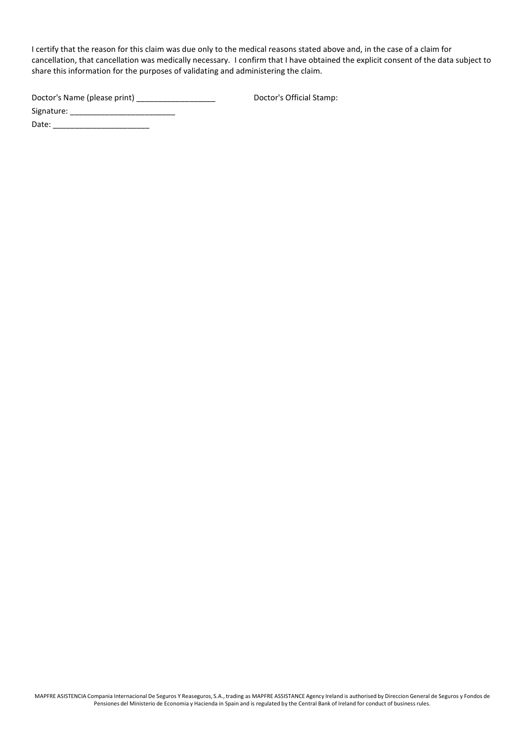I certify that the reason for this claim was due only to the medical reasons stated above and, in the case of a claim for cancellation, that cancellation was medically necessary. I confirm that I have obtained the explicit consent of the data subject to share this information for the purposes of validating and administering the claim.

Doctor's Name (please print) __________________ Doctor's Official Stamp:

Signature: ________________________

Date: ______________________

MAPFRE ASISTENCIA Compania Internacional De Seguros Y Reaseguros, S.A., trading as MAPFRE ASSISTANCE Agency Ireland is authorised by Direccion General de Seguros y Fondos de Pensiones del Ministerio de Economia y Hacienda in Spain and is regulated by the Central Bank of Ireland for conduct of business rules.